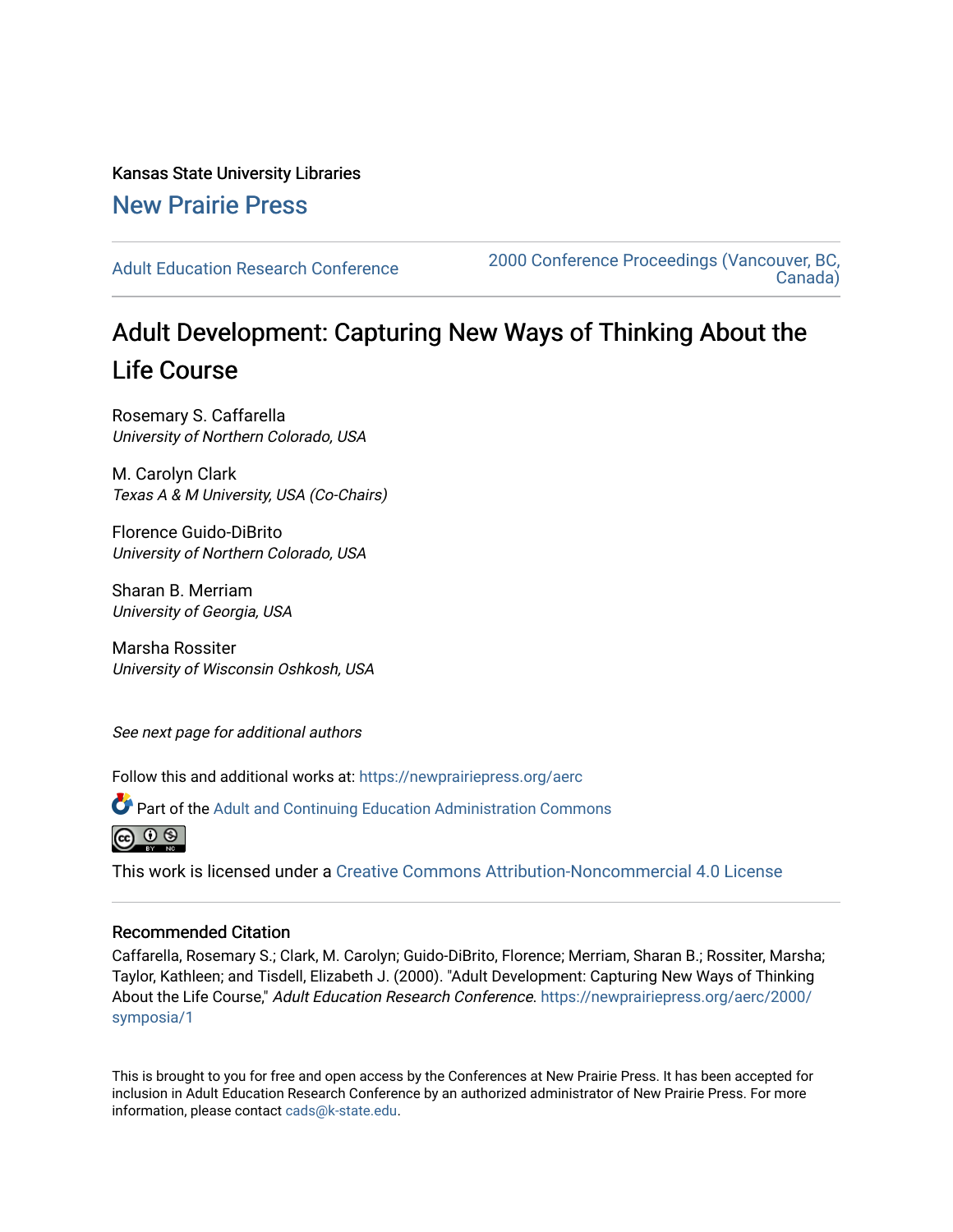Kansas State University Libraries

New Prairie Press

Adult Education Research Conference

2000 Conference Proceedings (Vancouver, BC, Canada)

# Adult Development: Capturing New Ways of Thinking About the Life Course

Rosemary S. Caffarella
*University of Northern Colorado, USA*

M. Carolyn Clark
*Texas A & M University, USA (Co-Chairs)*

Florence Guido-DiBrito
*University of Northern Colorado, USA*

Sharan B. Merriam
*University of Georgia, USA*

Marsha Rossiter
*University of Wisconsin Oshkosh, USA*

*See next page for additional authors*

Follow this and additional works at: https://newprairiepress.org/aerc

Part of the Adult and Continuing Education Administration Commons

This work is licensed under a Creative Commons Attribution-Noncommercial 4.0 License

## Recommended Citation

Caffarella, Rosemary S.; Clark, M. Carolyn; Guido-DiBrito, Florence; Merriam, Sharan B.; Rossiter, Marsha; Taylor, Kathleen; and Tisdell, Elizabeth J. (2000). "Adult Development: Capturing New Ways of Thinking About the Life Course," *Adult Education Research Conference*. https://newprairiepress.org/aerc/2000/symposia/1

This is brought to you for free and open access by the Conferences at New Prairie Press. It has been accepted for inclusion in Adult Education Research Conference by an authorized administrator of New Prairie Press. For more information, please contact cads@k-state.edu.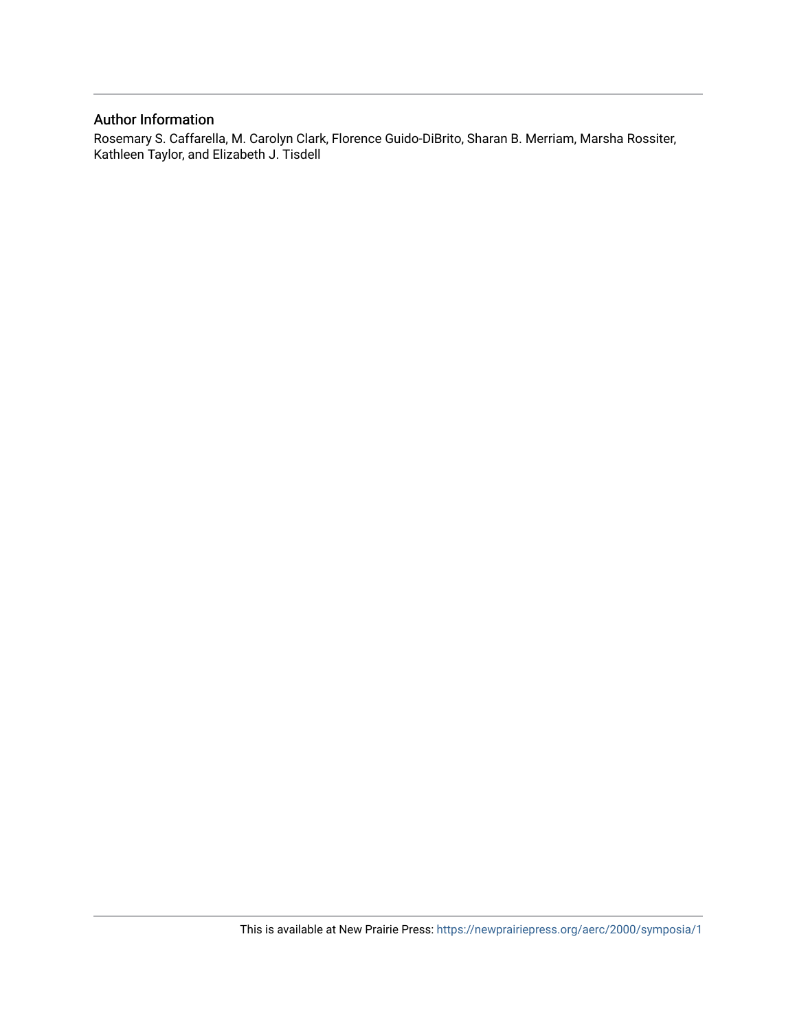## Author Information

Rosemary S. Caffarella, M. Carolyn Clark, Florence Guido-DiBrito, Sharan B. Merriam, Marsha Rossiter, Kathleen Taylor, and Elizabeth J. Tisdell

This is available at New Prairie Press: https://newprairiepress.org/aerc/2000/symposia/1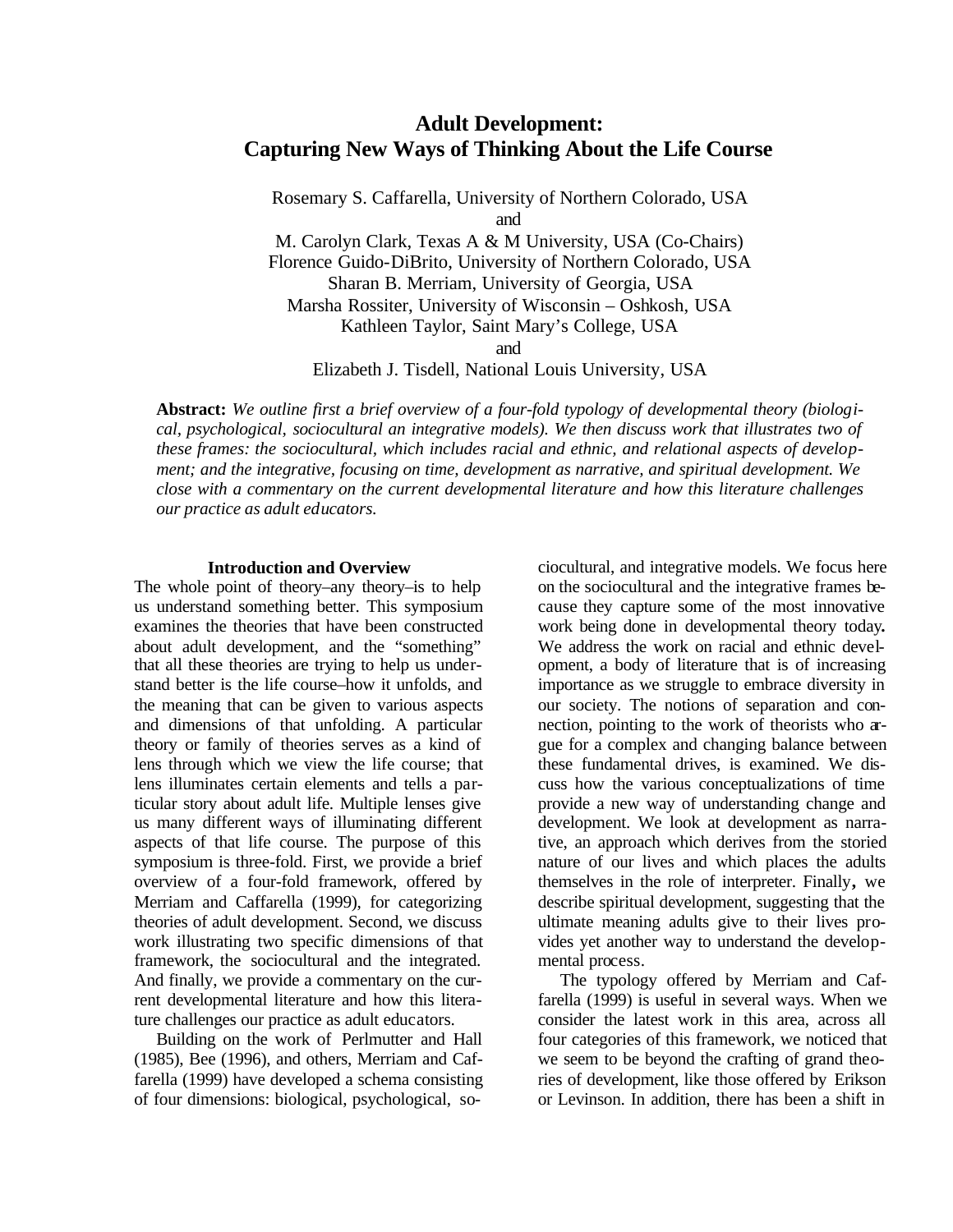# Adult Development: Capturing New Ways of Thinking About the Life Course

Rosemary S. Caffarella, University of Northern Colorado, USA
and
M. Carolyn Clark, Texas A & M University, USA (Co-Chairs)
Florence Guido-DiBrito, University of Northern Colorado, USA
Sharan B. Merriam, University of Georgia, USA
Marsha Rossiter, University of Wisconsin – Oshkosh, USA
Kathleen Taylor, Saint Mary's College, USA
and
Elizabeth J. Tisdell, National Louis University, USA

**Abstract:** *We outline first a brief overview of a four-fold typology of developmental theory (biological, psychological, sociocultural an integrative models). We then discuss work that illustrates two of these frames: the sociocultural, which includes racial and ethnic, and relational aspects of development; and the integrative, focusing on time, development as narrative, and spiritual development. We close with a commentary on the current developmental literature and how this literature challenges our practice as adult educators.*

## Introduction and Overview

The whole point of theory–any theory–is to help us understand something better. This symposium examines the theories that have been constructed about adult development, and the "something" that all these theories are trying to help us understand better is the life course–how it unfolds, and the meaning that can be given to various aspects and dimensions of that unfolding. A particular theory or family of theories serves as a kind of lens through which we view the life course; that lens illuminates certain elements and tells a particular story about adult life. Multiple lenses give us many different ways of illuminating different aspects of that life course. The purpose of this symposium is three-fold. First, we provide a brief overview of a four-fold framework, offered by Merriam and Caffarella (1999), for categorizing theories of adult development. Second, we discuss work illustrating two specific dimensions of that framework, the sociocultural and the integrated. And finally, we provide a commentary on the current developmental literature and how this literature challenges our practice as adult educators.

Building on the work of Perlmutter and Hall (1985), Bee (1996), and others, Merriam and Caffarella (1999) have developed a schema consisting of four dimensions: biological, psychological, sociocultural, and integrative models. We focus here on the sociocultural and the integrative frames because they capture some of the most innovative work being done in developmental theory today. We address the work on racial and ethnic development, a body of literature that is of increasing importance as we struggle to embrace diversity in our society. The notions of separation and connection, pointing to the work of theorists who argue for a complex and changing balance between these fundamental drives, is examined. We discuss how the various conceptualizations of time provide a new way of understanding change and development. We look at development as narrative, an approach which derives from the storied nature of our lives and which places the adults themselves in the role of interpreter. Finally, we describe spiritual development, suggesting that the ultimate meaning adults give to their lives provides yet another way to understand the developmental process.

The typology offered by Merriam and Caffarella (1999) is useful in several ways. When we consider the latest work in this area, across all four categories of this framework, we noticed that we seem to be beyond the crafting of grand theories of development, like those offered by Erikson or Levinson. In addition, there has been a shift in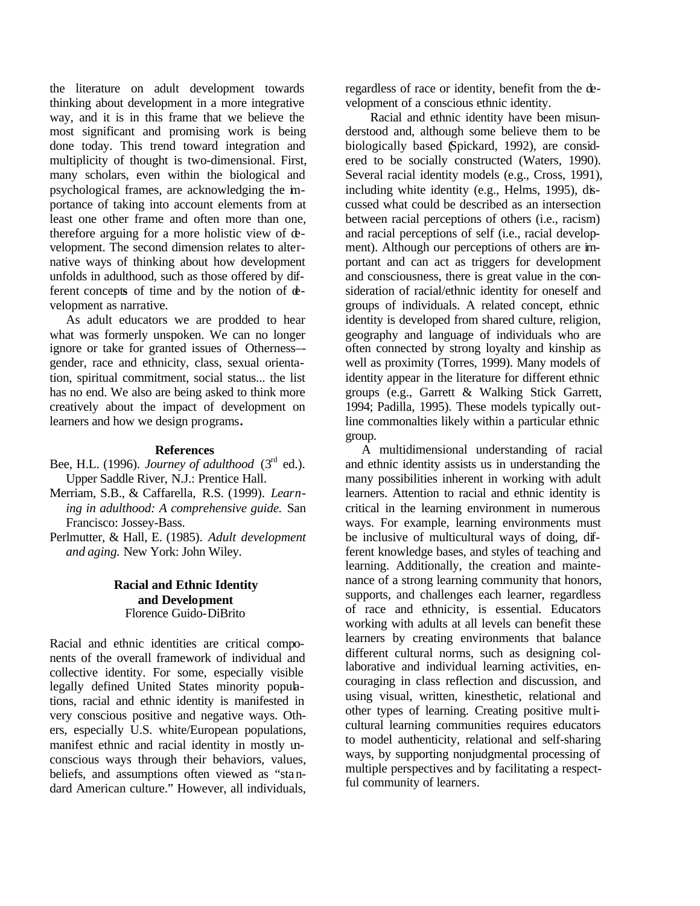the literature on adult development towards thinking about development in a more integrative way, and it is in this frame that we believe the most significant and promising work is being done today. This trend toward integration and multiplicity of thought is two-dimensional. First, many scholars, even within the biological and psychological frames, are acknowledging the importance of taking into account elements from at least one other frame and often more than one, therefore arguing for a more holistic view of development. The second dimension relates to alternative ways of thinking about how development unfolds in adulthood, such as those offered by different concepts of time and by the notion of development as narrative.

As adult educators we are prodded to hear what was formerly unspoken. We can no longer ignore or take for granted issues of Otherness––gender, race and ethnicity, class, sexual orientation, spiritual commitment, social status... the list has no end. We also are being asked to think more creatively about the impact of development on learners and how we design programs.

### References

Bee, H.L. (1996). *Journey of adulthood* (3rd ed.). Upper Saddle River, N.J.: Prentice Hall.

Merriam, S.B., & Caffarella, R.S. (1999). *Learning in adulthood: A comprehensive guide.* San Francisco: Jossey-Bass.

Perlmutter, & Hall, E. (1985). *Adult development and aging.* New York: John Wiley.

## Racial and Ethnic Identity and Development

Florence Guido-DiBrito

Racial and ethnic identities are critical components of the overall framework of individual and collective identity. For some, especially visible legally defined United States minority populations, racial and ethnic identity is manifested in very conscious positive and negative ways. Others, especially U.S. white/European populations, manifest ethnic and racial identity in mostly unconscious ways through their behaviors, values, beliefs, and assumptions often viewed as "standard American culture." However, all individuals, regardless of race or identity, benefit from the development of a conscious ethnic identity.

Racial and ethnic identity have been misunderstood and, although some believe them to be biologically based (Spickard, 1992), are considered to be socially constructed (Waters, 1990). Several racial identity models (e.g., Cross, 1991), including white identity (e.g., Helms, 1995), discussed what could be described as an intersection between racial perceptions of others (i.e., racism) and racial perceptions of self (i.e., racial development). Although our perceptions of others are important and can act as triggers for development and consciousness, there is great value in the consideration of racial/ethnic identity for oneself and groups of individuals. A related concept, ethnic identity is developed from shared culture, religion, geography and language of individuals who are often connected by strong loyalty and kinship as well as proximity (Torres, 1999). Many models of identity appear in the literature for different ethnic groups (e.g., Garrett & Walking Stick Garrett, 1994; Padilla, 1995). These models typically outline commonalties likely within a particular ethnic group.

A multidimensional understanding of racial and ethnic identity assists us in understanding the many possibilities inherent in working with adult learners. Attention to racial and ethnic identity is critical in the learning environment in numerous ways. For example, learning environments must be inclusive of multicultural ways of doing, different knowledge bases, and styles of teaching and learning. Additionally, the creation and maintenance of a strong learning community that honors, supports, and challenges each learner, regardless of race and ethnicity, is essential. Educators working with adults at all levels can benefit these learners by creating environments that balance different cultural norms, such as designing collaborative and individual learning activities, encouraging in class reflection and discussion, and using visual, written, kinesthetic, relational and other types of learning. Creating positive multicultural learning communities requires educators to model authenticity, relational and self-sharing ways, by supporting nonjudgmental processing of multiple perspectives and by facilitating a respectful community of learners.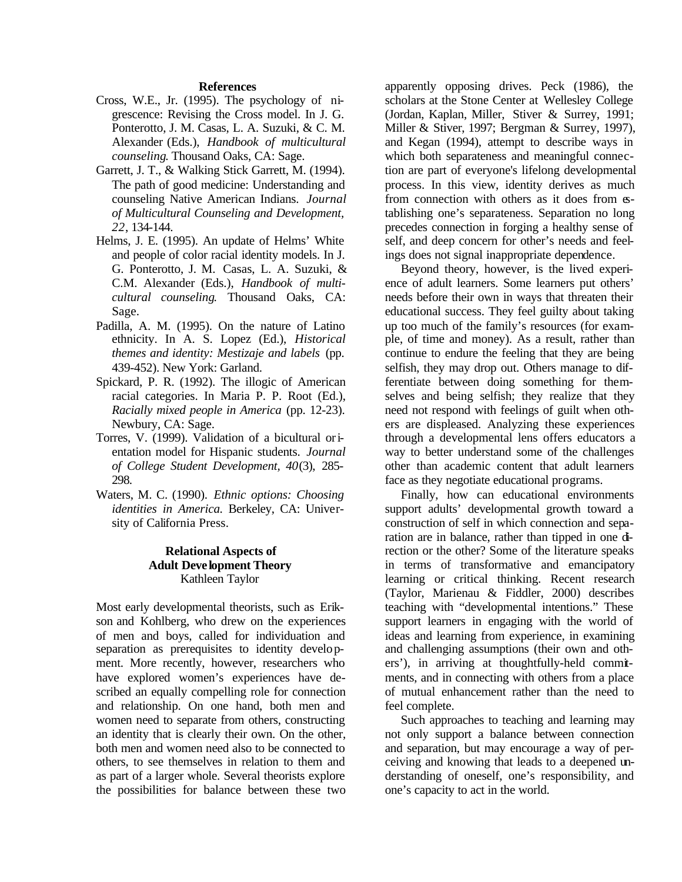## References

Cross, W.E., Jr. (1995). The psychology of nigrescence: Revising the Cross model. In J. G. Ponterotto, J. M. Casas, L. A. Suzuki, & C. M. Alexander (Eds.), *Handbook of multicultural counseling*. Thousand Oaks, CA: Sage.

Garrett, J. T., & Walking Stick Garrett, M. (1994). The path of good medicine: Understanding and counseling Native American Indians. *Journal of Multicultural Counseling and Development, 22*, 134-144.

Helms, J. E. (1995). An update of Helms' White and people of color racial identity models. In J. G. Ponterotto, J. M. Casas, L. A. Suzuki, & C.M. Alexander (Eds.), *Handbook of multicultural counseling*. Thousand Oaks, CA: Sage.

Padilla, A. M. (1995). On the nature of Latino ethnicity. In A. S. Lopez (Ed.), *Historical themes and identity: Mestizaje and labels* (pp. 439-452). New York: Garland.

Spickard, P. R. (1992). The illogic of American racial categories. In Maria P. P. Root (Ed.), *Racially mixed people in America* (pp. 12-23). Newbury, CA: Sage.

Torres, V. (1999). Validation of a bicultural orientation model for Hispanic students. *Journal of College Student Development*, *40*(3), 285-298.

Waters, M. C. (1990). *Ethnic options: Choosing identities in America.* Berkeley, CA: University of California Press.

## Relational Aspects of Adult Development Theory

Kathleen Taylor

Most early developmental theorists, such as Erikson and Kohlberg, who drew on the experiences of men and boys, called for individuation and separation as prerequisites to identity development. More recently, however, researchers who have explored women's experiences have described an equally compelling role for connection and relationship. On one hand, both men and women need to separate from others, constructing an identity that is clearly their own. On the other, both men and women need also to be connected to others, to see themselves in relation to them and as part of a larger whole. Several theorists explore the possibilities for balance between these two apparently opposing drives. Peck (1986), the scholars at the Stone Center at Wellesley College (Jordan, Kaplan, Miller, Stiver & Surrey, 1991; Miller & Stiver, 1997; Bergman & Surrey, 1997), and Kegan (1994), attempt to describe ways in which both separateness and meaningful connection are part of everyone's lifelong developmental process. In this view, identity derives as much from connection with others as it does from establishing one's separateness. Separation no long precedes connection in forging a healthy sense of self, and deep concern for other's needs and feelings does not signal inappropriate dependence.

Beyond theory, however, is the lived experience of adult learners. Some learners put others' needs before their own in ways that threaten their educational success. They feel guilty about taking up too much of the family's resources (for example, of time and money). As a result, rather than continue to endure the feeling that they are being selfish, they may drop out. Others manage to differentiate between doing something for themselves and being selfish; they realize that they need not respond with feelings of guilt when others are displeased. Analyzing these experiences through a developmental lens offers educators a way to better understand some of the challenges other than academic content that adult learners face as they negotiate educational programs.

Finally, how can educational environments support adults' developmental growth toward a construction of self in which connection and separation are in balance, rather than tipped in one direction or the other? Some of the literature speaks in terms of transformative and emancipatory learning or critical thinking. Recent research (Taylor, Marienau & Fiddler, 2000) describes teaching with "developmental intentions." These support learners in engaging with the world of ideas and learning from experience, in examining and challenging assumptions (their own and others'), in arriving at thoughtfully-held commitments, and in connecting with others from a place of mutual enhancement rather than the need to feel complete.

Such approaches to teaching and learning may not only support a balance between connection and separation, but may encourage a way of perceiving and knowing that leads to a deepened understanding of oneself, one's responsibility, and one's capacity to act in the world.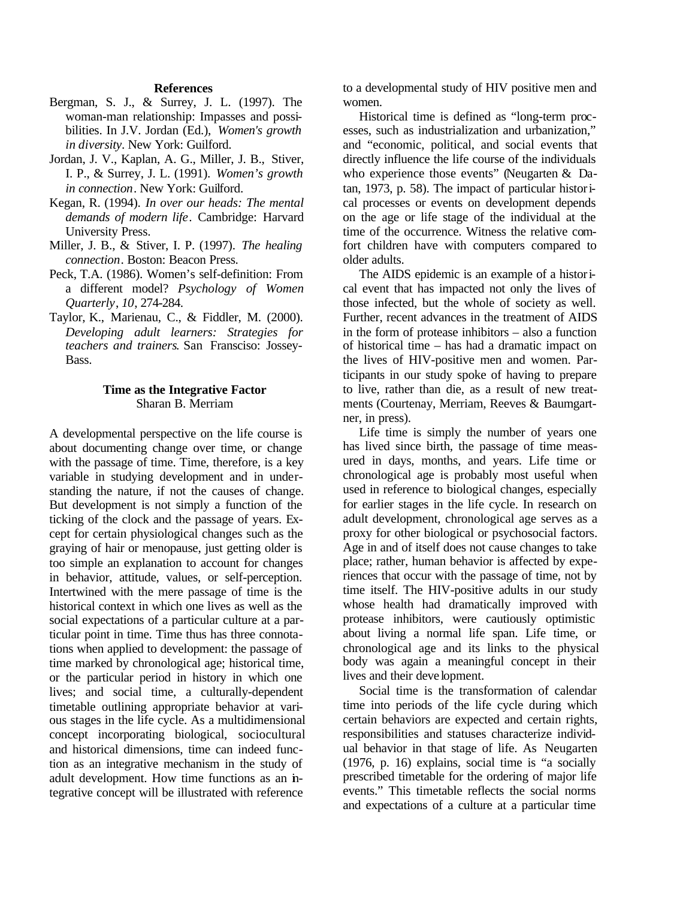### References

Bergman, S. J., & Surrey, J. L. (1997). The woman-man relationship: Impasses and possibilities. In J.V. Jordan (Ed.), *Women's growth in diversity*. New York: Guilford.

Jordan, J. V., Kaplan, A. G., Miller, J. B., Stiver, I. P., & Surrey, J. L. (1991). *Women's growth in connection*. New York: Guilford.

Kegan, R. (1994). *In over our heads: The mental demands of modern life*. Cambridge: Harvard University Press.

Miller, J. B., & Stiver, I. P. (1997). *The healing connection*. Boston: Beacon Press.

Peck, T.A. (1986). Women's self-definition: From a different model? *Psychology of Women Quarterly*, *10*, 274-284.

Taylor, K., Marienau, C., & Fiddler, M. (2000). *Developing adult learners: Strategies for teachers and trainers*. San Fransciso: Jossey-Bass.

## Time as the Integrative Factor

Sharan B. Merriam

A developmental perspective on the life course is about documenting change over time, or change with the passage of time. Time, therefore, is a key variable in studying development and in understanding the nature, if not the causes of change. But development is not simply a function of the ticking of the clock and the passage of years. Except for certain physiological changes such as the graying of hair or menopause, just getting older is too simple an explanation to account for changes in behavior, attitude, values, or self-perception. Intertwined with the mere passage of time is the historical context in which one lives as well as the social expectations of a particular culture at a particular point in time. Time thus has three connotations when applied to development: the passage of time marked by chronological age; historical time, or the particular period in history in which one lives; and social time, a culturally-dependent timetable outlining appropriate behavior at various stages in the life cycle. As a multidimensional concept incorporating biological, sociocultural and historical dimensions, time can indeed function as an integrative mechanism in the study of adult development. How time functions as an integrative concept will be illustrated with reference to a developmental study of HIV positive men and women.

Historical time is defined as "long-term processes, such as industrialization and urbanization," and "economic, political, and social events that directly influence the life course of the individuals who experience those events" (Neugarten & Datan, 1973, p. 58). The impact of particular historical processes or events on development depends on the age or life stage of the individual at the time of the occurrence. Witness the relative comfort children have with computers compared to older adults.

The AIDS epidemic is an example of a historical event that has impacted not only the lives of those infected, but the whole of society as well. Further, recent advances in the treatment of AIDS in the form of protease inhibitors – also a function of historical time – has had a dramatic impact on the lives of HIV-positive men and women. Participants in our study spoke of having to prepare to live, rather than die, as a result of new treatments (Courtenay, Merriam, Reeves & Baumgartner, in press).

Life time is simply the number of years one has lived since birth, the passage of time measured in days, months, and years. Life time or chronological age is probably most useful when used in reference to biological changes, especially for earlier stages in the life cycle. In research on adult development, chronological age serves as a proxy for other biological or psychosocial factors. Age in and of itself does not cause changes to take place; rather, human behavior is affected by experiences that occur with the passage of time, not by time itself. The HIV-positive adults in our study whose health had dramatically improved with protease inhibitors, were cautiously optimistic about living a normal life span. Life time, or chronological age and its links to the physical body was again a meaningful concept in their lives and their development.

Social time is the transformation of calendar time into periods of the life cycle during which certain behaviors are expected and certain rights, responsibilities and statuses characterize individual behavior in that stage of life. As Neugarten (1976, p. 16) explains, social time is "a socially prescribed timetable for the ordering of major life events." This timetable reflects the social norms and expectations of a culture at a particular time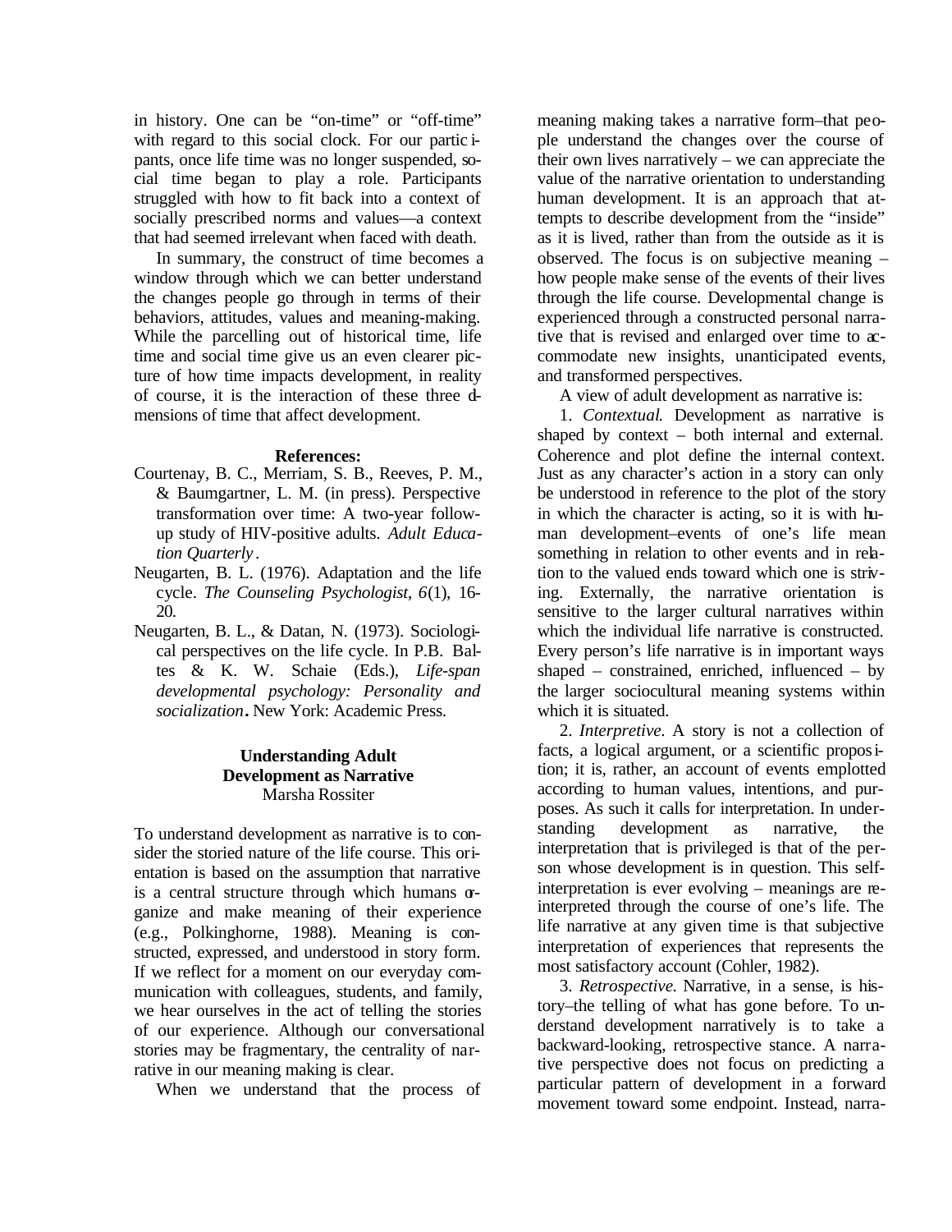in history. One can be "on-time" or "off-time" with regard to this social clock. For our participants, once life time was no longer suspended, social time began to play a role. Participants struggled with how to fit back into a context of socially prescribed norms and values—a context that had seemed irrelevant when faced with death.

In summary, the construct of time becomes a window through which we can better understand the changes people go through in terms of their behaviors, attitudes, values and meaning-making. While the parcelling out of historical time, life time and social time give us an even clearer picture of how time impacts development, in reality of course, it is the interaction of these three dimensions of time that affect development.

**References:**

Courtenay, B. C., Merriam, S. B., Reeves, P. M., & Baumgartner, L. M. (in press). Perspective transformation over time: A two-year follow-up study of HIV-positive adults. *Adult Education Quarterly*.

Neugarten, B. L. (1976). Adaptation and the life cycle. *The Counseling Psychologist, 6*(1), 16-20.

Neugarten, B. L., & Datan, N. (1973). Sociological perspectives on the life cycle. In P.B. Baltes & K. W. Schaie (Eds.), *Life-span developmental psychology: Personality and socialization*. New York: Academic Press.

## Understanding Adult Development as Narrative

Marsha Rossiter

To understand development as narrative is to consider the storied nature of the life course. This orientation is based on the assumption that narrative is a central structure through which humans organize and make meaning of their experience (e.g., Polkinghorne, 1988). Meaning is constructed, expressed, and understood in story form. If we reflect for a moment on our everyday communication with colleagues, students, and family, we hear ourselves in the act of telling the stories of our experience. Although our conversational stories may be fragmentary, the centrality of narrative in our meaning making is clear.

When we understand that the process of meaning making takes a narrative form–that people understand the changes over the course of their own lives narratively – we can appreciate the value of the narrative orientation to understanding human development. It is an approach that attempts to describe development from the "inside" as it is lived, rather than from the outside as it is observed. The focus is on subjective meaning – how people make sense of the events of their lives through the life course. Developmental change is experienced through a constructed personal narrative that is revised and enlarged over time to accommodate new insights, unanticipated events, and transformed perspectives.

A view of adult development as narrative is:

1. *Contextual*. Development as narrative is shaped by context – both internal and external. Coherence and plot define the internal context. Just as any character's action in a story can only be understood in reference to the plot of the story in which the character is acting, so it is with human development–events of one's life mean something in relation to other events and in relation to the valued ends toward which one is striving. Externally, the narrative orientation is sensitive to the larger cultural narratives within which the individual life narrative is constructed. Every person's life narrative is in important ways shaped – constrained, enriched, influenced – by the larger sociocultural meaning systems within which it is situated.

2. *Interpretive*. A story is not a collection of facts, a logical argument, or a scientific proposition; it is, rather, an account of events emplotted according to human values, intentions, and purposes. As such it calls for interpretation. In understanding development as narrative, the interpretation that is privileged is that of the person whose development is in question. This self-interpretation is ever evolving – meanings are reinterpreted through the course of one's life. The life narrative at any given time is that subjective interpretation of experiences that represents the most satisfactory account (Cohler, 1982).

3. *Retrospective*. Narrative, in a sense, is history–the telling of what has gone before. To understand development narratively is to take a backward-looking, retrospective stance. A narrative perspective does not focus on predicting a particular pattern of development in a forward movement toward some endpoint. Instead, narra-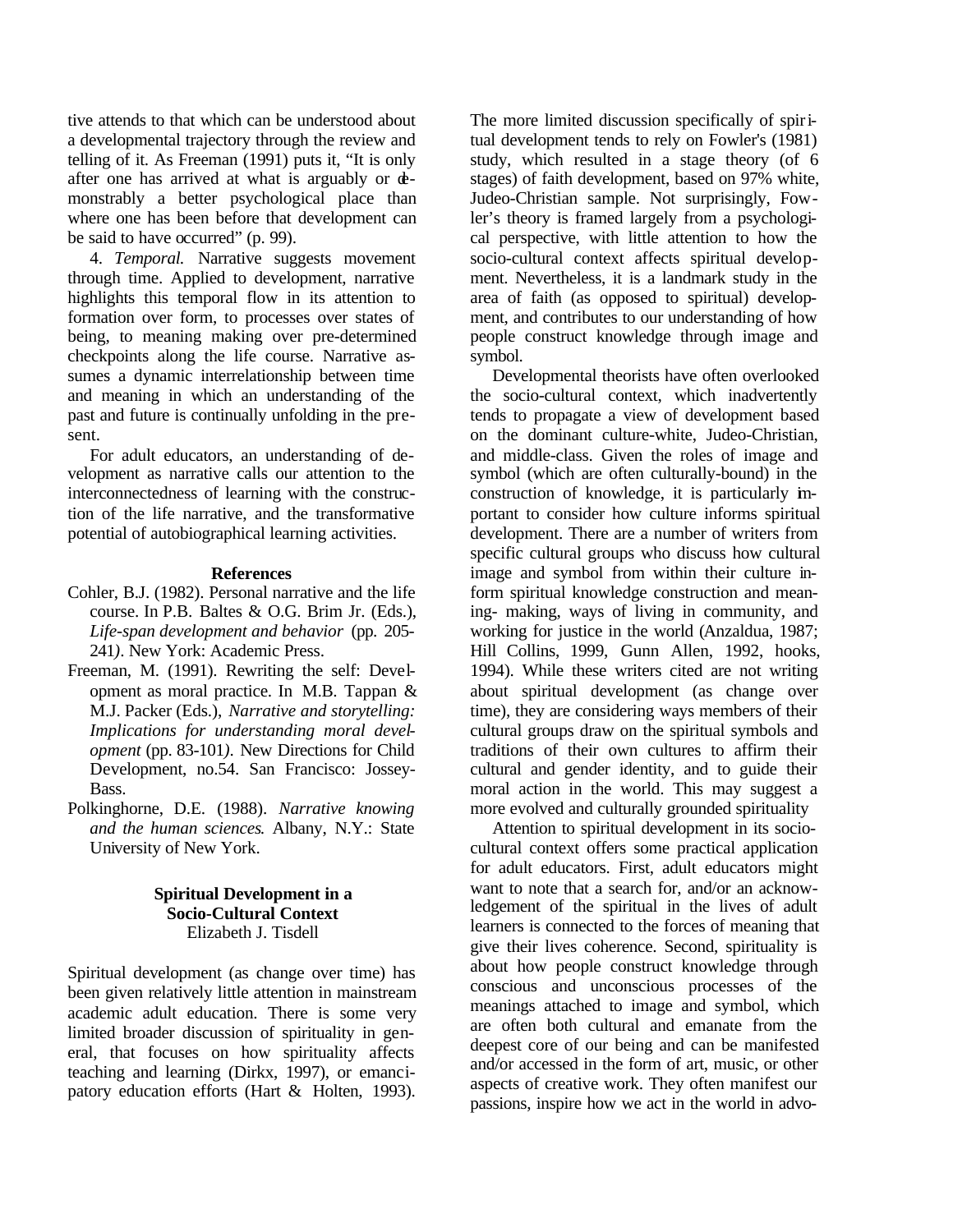tive attends to that which can be understood about a developmental trajectory through the review and telling of it. As Freeman (1991) puts it, "It is only after one has arrived at what is arguably or demonstrably a better psychological place than where one has been before that development can be said to have occurred" (p. 99).

4. *Temporal.* Narrative suggests movement through time. Applied to development, narrative highlights this temporal flow in its attention to formation over form, to processes over states of being, to meaning making over pre-determined checkpoints along the life course. Narrative assumes a dynamic interrelationship between time and meaning in which an understanding of the past and future is continually unfolding in the present.

For adult educators, an understanding of development as narrative calls our attention to the interconnectedness of learning with the construction of the life narrative, and the transformative potential of autobiographical learning activities.

### References

Cohler, B.J. (1982). Personal narrative and the life course. In P.B. Baltes & O.G. Brim Jr. (Eds.), *Life-span development and behavior* (pp. 205-241). New York: Academic Press.

Freeman, M. (1991). Rewriting the self: Development as moral practice. In M.B. Tappan & M.J. Packer (Eds.), *Narrative and storytelling: Implications for understanding moral development* (pp. 83-101). New Directions for Child Development, no.54. San Francisco: Jossey-Bass.

Polkinghorne, D.E. (1988). *Narrative knowing and the human sciences*. Albany, N.Y.: State University of New York.

## Spiritual Development in a Socio-Cultural Context
Elizabeth J. Tisdell

Spiritual development (as change over time) has been given relatively little attention in mainstream academic adult education. There is some very limited broader discussion of spirituality in general, that focuses on how spirituality affects teaching and learning (Dirkx, 1997), or emancipatory education efforts (Hart & Holten, 1993). The more limited discussion specifically of spiritual development tends to rely on Fowler's (1981) study, which resulted in a stage theory (of 6 stages) of faith development, based on 97% white, Judeo-Christian sample. Not surprisingly, Fowler's theory is framed largely from a psychological perspective, with little attention to how the socio-cultural context affects spiritual development. Nevertheless, it is a landmark study in the area of faith (as opposed to spiritual) development, and contributes to our understanding of how people construct knowledge through image and symbol.

Developmental theorists have often overlooked the socio-cultural context, which inadvertently tends to propagate a view of development based on the dominant culture-white, Judeo-Christian, and middle-class. Given the roles of image and symbol (which are often culturally-bound) in the construction of knowledge, it is particularly important to consider how culture informs spiritual development. There are a number of writers from specific cultural groups who discuss how cultural image and symbol from within their culture inform spiritual knowledge construction and meaning- making, ways of living in community, and working for justice in the world (Anzaldua, 1987; Hill Collins, 1999, Gunn Allen, 1992, hooks, 1994). While these writers cited are not writing about spiritual development (as change over time), they are considering ways members of their cultural groups draw on the spiritual symbols and traditions of their own cultures to affirm their cultural and gender identity, and to guide their moral action in the world. This may suggest a more evolved and culturally grounded spirituality

Attention to spiritual development in its socio-cultural context offers some practical application for adult educators. First, adult educators might want to note that a search for, and/or an acknowledgement of the spiritual in the lives of adult learners is connected to the forces of meaning that give their lives coherence. Second, spirituality is about how people construct knowledge through conscious and unconscious processes of the meanings attached to image and symbol, which are often both cultural and emanate from the deepest core of our being and can be manifested and/or accessed in the form of art, music, or other aspects of creative work. They often manifest our passions, inspire how we act in the world in advo-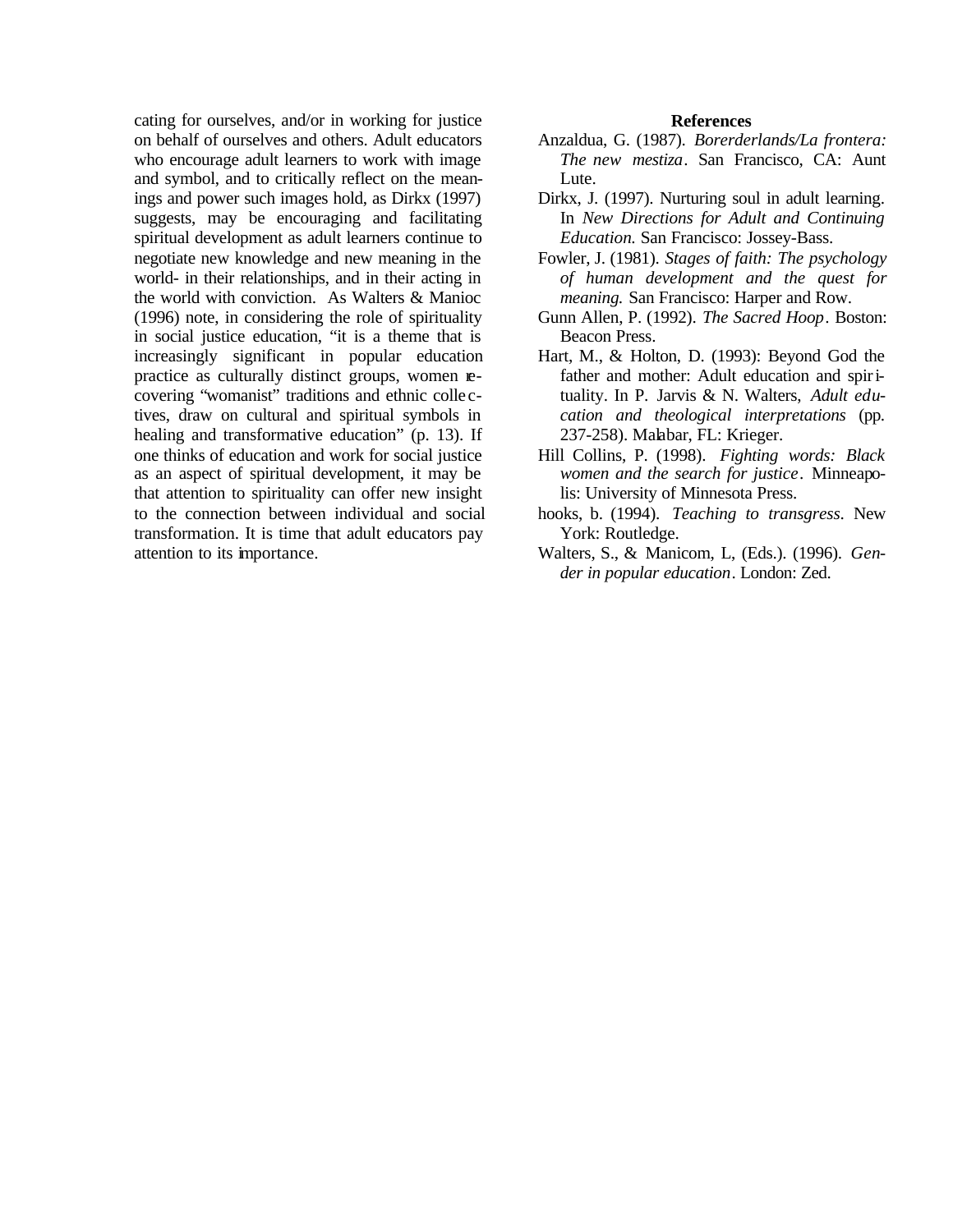cating for ourselves, and/or in working for justice on behalf of ourselves and others. Adult educators who encourage adult learners to work with image and symbol, and to critically reflect on the meanings and power such images hold, as Dirkx (1997) suggests, may be encouraging and facilitating spiritual development as adult learners continue to negotiate new knowledge and new meaning in the world- in their relationships, and in their acting in the world with conviction. As Walters & Manioc (1996) note, in considering the role of spirituality in social justice education, "it is a theme that is increasingly significant in popular education practice as culturally distinct groups, women recovering "womanist" traditions and ethnic collectives, draw on cultural and spiritual symbols in healing and transformative education" (p. 13). If one thinks of education and work for social justice as an aspect of spiritual development, it may be that attention to spirituality can offer new insight to the connection between individual and social transformation. It is time that adult educators pay attention to its importance.

## References

Anzaldua, G. (1987). *Borerderlands/La frontera: The new mestiza*. San Francisco, CA: Aunt Lute.

Dirkx, J. (1997). Nurturing soul in adult learning. In *New Directions for Adult and Continuing Education.* San Francisco: Jossey-Bass.

Fowler, J. (1981). *Stages of faith: The psychology of human development and the quest for meaning.* San Francisco: Harper and Row.

Gunn Allen, P. (1992). *The Sacred Hoop*. Boston: Beacon Press.

Hart, M., & Holton, D. (1993): Beyond God the father and mother: Adult education and spirituality. In P. Jarvis & N. Walters, *Adult education and theological interpretations* (pp. 237-258). Malabar, FL: Krieger.

Hill Collins, P. (1998). *Fighting words: Black women and the search for justice*. Minneapolis: University of Minnesota Press.

hooks, b. (1994). *Teaching to transgress*. New York: Routledge.

Walters, S., & Manicom, L, (Eds.). (1996). *Gender in popular education*. London: Zed.